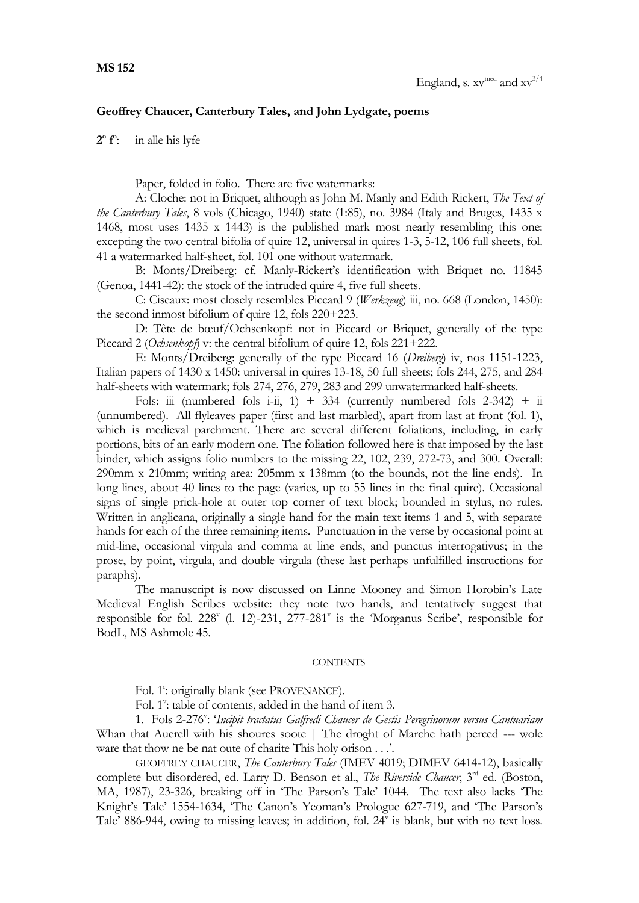**MS 152**

England, s. xv$^{med}$ and xv$^{3/4}$

**Geoffrey Chaucer, Canterbury Tales, and John Lydgate, poems**

**2$^{o}$ f$^{o}$**: in alle his lyfe

Paper, folded in folio. There are five watermarks:

A: Cloche: not in Briquet, although as John M. Manly and Edith Rickert, *The Text of the Canterbury Tales*, 8 vols (Chicago, 1940) state (1:85), no. 3984 (Italy and Bruges, 1435 x 1468, most uses 1435 x 1443) is the published mark most nearly resembling this one: excepting the two central bifolia of quire 12, universal in quires 1-3, 5-12, 106 full sheets, fol. 41 a watermarked half-sheet, fol. 101 one without watermark.

B: Monts/Dreiberg: cf. Manly-Rickert's identification with Briquet no. 11845 (Genoa, 1441-42): the stock of the intruded quire 4, five full sheets.

C: Ciseaux: most closely resembles Piccard 9 (*Werkzeug*) iii, no. 668 (London, 1450): the second inmost bifolium of quire 12, fols 220+223.

D: Tête de bœuf/Ochsenkopf: not in Piccard or Briquet, generally of the type Piccard 2 (*Ochsenkopf*) v: the central bifolium of quire 12, fols 221+222.

E: Monts/Dreiberg: generally of the type Piccard 16 (*Dreiberg*) iv, nos 1151-1223, Italian papers of 1430 x 1450: universal in quires 13-18, 50 full sheets; fols 244, 275, and 284 half-sheets with watermark; fols 274, 276, 279, 283 and 299 unwatermarked half-sheets.

Fols: iii (numbered fols i-ii, 1) + 334 (currently numbered fols 2-342) + ii (unnumbered). All flyleaves paper (first and last marbled), apart from last at front (fol. 1), which is medieval parchment. There are several different foliations, including, in early portions, bits of an early modern one. The foliation followed here is that imposed by the last binder, which assigns folio numbers to the missing 22, 102, 239, 272-73, and 300. Overall: 290mm x 210mm; writing area: 205mm x 138mm (to the bounds, not the line ends). In long lines, about 40 lines to the page (varies, up to 55 lines in the final quire). Occasional signs of single prick-hole at outer top corner of text block; bounded in stylus, no rules. Written in anglicana, originally a single hand for the main text items 1 and 5, with separate hands for each of the three remaining items. Punctuation in the verse by occasional point at mid-line, occasional virgula and comma at line ends, and punctus interrogativus; in the prose, by point, virgula, and double virgula (these last perhaps unfulfilled instructions for paraphs).

The manuscript is now discussed on Linne Mooney and Simon Horobin's Late Medieval English Scribes website: they note two hands, and tentatively suggest that responsible for fol. 228$^{v}$ (l. 12)-231, 277-281$^{v}$ is the 'Morganus Scribe', responsible for BodL, MS Ashmole 45.

CONTENTS

Fol. 1$^{r}$: originally blank (see PROVENANCE).

Fol. 1$^{v}$: table of contents, added in the hand of item 3.

1. Fols 2-276$^{v}$: '*Incipit tractatus Galfredi Chaucer de Gestis Peregrinorum versus Cantuariam* Whan that Auerell with his shoures soote | The droght of Marche hath perced --- wole ware that thow ne be nat oute of charite This holy orison . . .'.

GEOFFREY CHAUCER, *The Canterbury Tales* (IMEV 4019; DIMEV 6414-12), basically complete but disordered, ed. Larry D. Benson et al., *The Riverside Chaucer*, 3$^{rd}$ ed. (Boston, MA, 1987), 23-326, breaking off in 'The Parson's Tale' 1044. The text also lacks 'The Knight's Tale' 1554-1634, 'The Canon's Yeoman's Prologue 627-719, and 'The Parson's Tale' 886-944, owing to missing leaves; in addition, fol. 24$^{v}$ is blank, but with no text loss.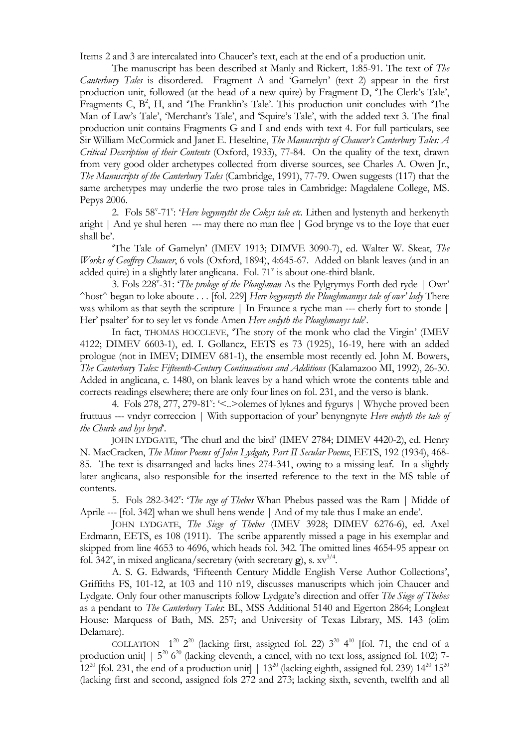Items 2 and 3 are intercalated into Chaucer's text, each at the end of a production unit.

The manuscript has been described at Manly and Rickert, 1:85-91. The text of *The Canterbury Tales* is disordered. Fragment A and 'Gamelyn' (text 2) appear in the first production unit, followed (at the head of a new quire) by Fragment D, 'The Clerk's Tale', Fragments C, $B^2$, H, and 'The Franklin's Tale'. This production unit concludes with 'The Man of Law's Tale', 'Merchant's Tale', and 'Squire's Tale', with the added text 3. The final production unit contains Fragments G and I and ends with text 4. For full particulars, see Sir William McCormick and Janet E. Heseltine, *The Manuscripts of Chaucer's Canterbury Tales: A Critical Description of their Contents* (Oxford, 1933), 77-84. On the quality of the text, drawn from very good older archetypes collected from diverse sources, see Charles A. Owen Jr., *The Manuscripts of the Canterbury Tales* (Cambridge, 1991), 77-79. Owen suggests (117) that the same archetypes may underlie the two prose tales in Cambridge: Magdalene College, MS. Pepys 2006.

2. Fols $58^v$-$71^v$: '*Here begynnytht the Cokys tale etc*. Lithen and lystenyth and herkenyth aright | And ye shul heren --- may there no man flee | God brynge vs to the Ioye that euer shall be'.

'The Tale of Gamelyn' (IMEV 1913; DIMVE 3090-7), ed. Walter W. Skeat, *The Works of Geoffrey Chaucer*, 6 vols (Oxford, 1894), 4:645-67. Added on blank leaves (and in an added quire) in a slightly later anglicana. Fol. $71^v$ is about one-third blank.

3. Fols $228^v$-31: '*The prologe of the Ploughman* As the Pylgrymys Forth ded ryde | Owr' ^host^ began to loke aboute . . . [fol. 229] *Here begynnyth the Ploughmannys tale of owr' lady* There was whilom as that seyth the scripture | In Fraunce a ryche man --- cherly fort to stonde | Her' psalter' for to sey let vs fonde Amen *Here endyth the Ploughmanys tale*'.

In fact, THOMAS HOCCLEVE, 'The story of the monk who clad the Virgin' (IMEV 4122; DIMEV 6603-1), ed. I. Gollancz, EETS es 73 (1925), 16-19, here with an added prologue (not in IMEV; DIMEV 681-1), the ensemble most recently ed. John M. Bowers, *The Canterbury Tales: Fifteenth-Century Continuations and Additions* (Kalamazoo MI, 1992), 26-30. Added in anglicana, c. 1480, on blank leaves by a hand which wrote the contents table and corrects readings elsewhere; there are only four lines on fol. 231, and the verso is blank.

4. Fols 278, 277, 279-$81^v$: '<..>olemes of lyknes and fygurys | Whyche proved been fruttuus --- vndyr correccion | With supportacion of your' benyngnyte *Here endyth the tale of the Churle and hys bryd*'.

JOHN LYDGATE, 'The churl and the bird' (IMEV 2784; DIMEV 4420-2), ed. Henry N. MacCracken, *The Minor Poems of John Lydgate, Part II Secular Poems*, EETS, 192 (1934), 468-85. The text is disarranged and lacks lines 274-341, owing to a missing leaf. In a slightly later anglicana, also responsible for the inserted reference to the text in the MS table of contents.

5. Fols 282-$342^v$: '*The sege of Thebes* Whan Phebus passed was the Ram | Midde of Aprile --- [fol. 342] whan we shull hens wende | And of my tale thus I make an ende'.

JOHN LYDGATE, *The Siege of Thebes* (IMEV 3928; DIMEV 6276-6), ed. Axel Erdmann, EETS, es 108 (1911). The scribe apparently missed a page in his exemplar and skipped from line 4653 to 4696, which heads fol. 342. The omitted lines 4654-95 appear on fol. $342^v$, in mixed anglicana/secretary (with secretary **g**), s. $xv^{3/4}$.

A. S. G. Edwards, 'Fifteenth Century Middle English Verse Author Collections', Griffiths FS, 101-12, at 103 and 110 n19, discusses manuscripts which join Chaucer and Lydgate. Only four other manuscripts follow Lydgate's direction and offer *The Siege of Thebes* as a pendant to *The Canterbury Tales*: BL, MSS Additional 5140 and Egerton 2864; Longleat House: Marquess of Bath, MS. 257; and University of Texas Library, MS. 143 (olim Delamare).

COLLATION $1^{20}$ $2^{20}$ (lacking first, assigned fol. 22) $3^{20}$ $4^{10}$ [fol. 71, the end of a production unit] | $5^{20}$ $6^{20}$ (lacking eleventh, a cancel, with no text loss, assigned fol. 102) 7-$12^{20}$ [fol. 231, the end of a production unit] | $13^{20}$ (lacking eighth, assigned fol. 239) $14^{20}$ $15^{20}$ (lacking first and second, assigned fols 272 and 273; lacking sixth, seventh, twelfth and all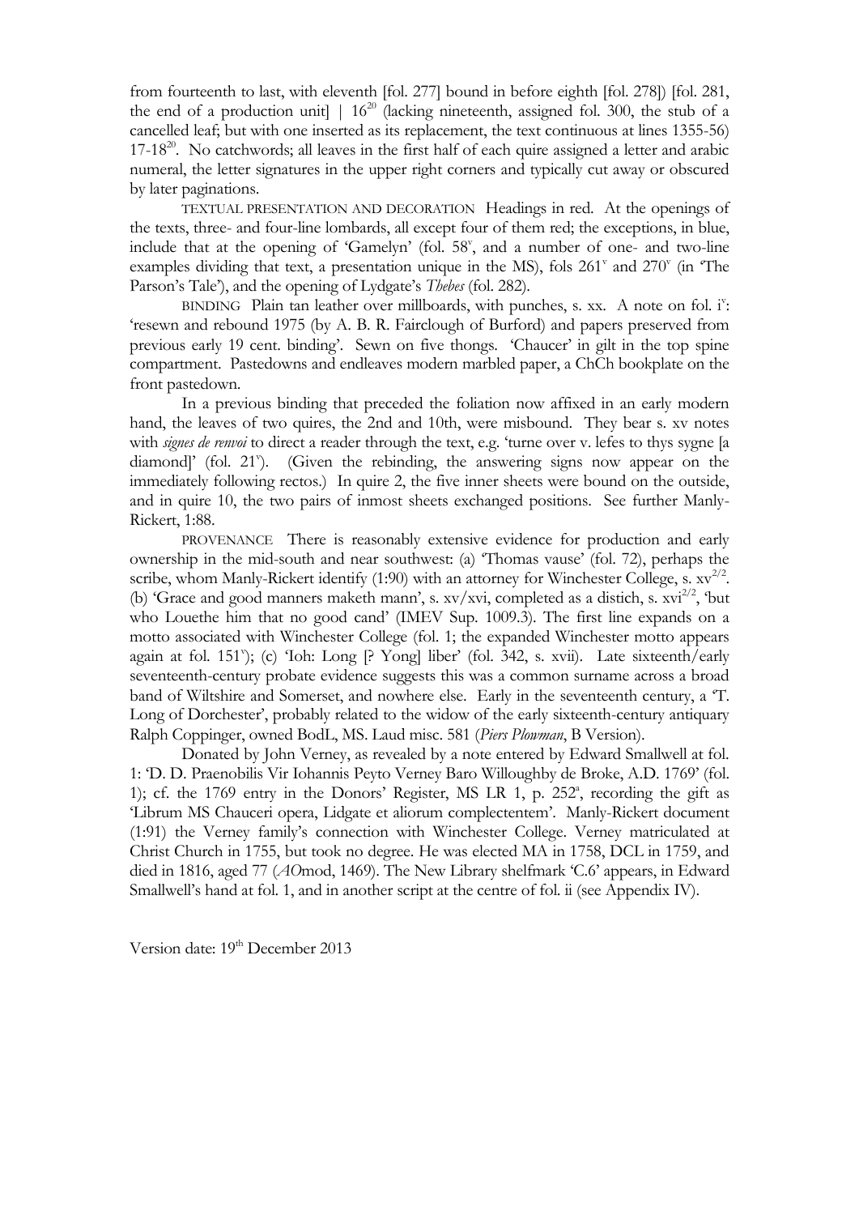from fourteenth to last, with eleventh [fol. 277] bound in before eighth [fol. 278]) [fol. 281, the end of a production unit] | $16^{20}$ (lacking nineteenth, assigned fol. 300, the stub of a cancelled leaf; but with one inserted as its replacement, the text continuous at lines 1355-56) $17\text{-}18^{20}$. No catchwords; all leaves in the first half of each quire assigned a letter and arabic numeral, the letter signatures in the upper right corners and typically cut away or obscured by later paginations.

TEXTUAL PRESENTATION AND DECORATION Headings in red. At the openings of the texts, three- and four-line lombards, all except four of them red; the exceptions, in blue, include that at the opening of 'Gamelyn' (fol. 58v, and a number of one- and two-line examples dividing that text, a presentation unique in the MS), fols 261v and 270v (in 'The Parson's Tale'), and the opening of Lydgate's *Thebes* (fol. 282).

BINDING Plain tan leather over millboards, with punches, s. xx. A note on fol. iv: 'resewn and rebound 1975 (by A. B. R. Fairclough of Burford) and papers preserved from previous early 19 cent. binding'. Sewn on five thongs. 'Chaucer' in gilt in the top spine compartment. Pastedowns and endleaves modern marbled paper, a ChCh bookplate on the front pastedown.

In a previous binding that preceded the foliation now affixed in an early modern hand, the leaves of two quires, the 2nd and 10th, were misbound. They bear s. xv notes with *signes de renvoi* to direct a reader through the text, e.g. 'turne over v. lefes to thys sygne [a diamond]' (fol. 21v). (Given the rebinding, the answering signs now appear on the immediately following rectos.) In quire 2, the five inner sheets were bound on the outside, and in quire 10, the two pairs of inmost sheets exchanged positions. See further Manly-Rickert, 1:88.

PROVENANCE There is reasonably extensive evidence for production and early ownership in the mid-south and near southwest: (a) 'Thomas vause' (fol. 72), perhaps the scribe, whom Manly-Rickert identify (1:90) with an attorney for Winchester College, s. $xv^{2/2}$. (b) 'Grace and good manners maketh mann', s. xv/xvi, completed as a distich, s. $xvi^{2/2}$, 'but who Louethe him that no good cand' (IMEV Sup. 1009.3). The first line expands on a motto associated with Winchester College (fol. 1; the expanded Winchester motto appears again at fol. 151v); (c) 'Ioh: Long [? Yong] liber' (fol. 342, s. xvii). Late sixteenth/early seventeenth-century probate evidence suggests this was a common surname across a broad band of Wiltshire and Somerset, and nowhere else. Early in the seventeenth century, a 'T. Long of Dorchester', probably related to the widow of the early sixteenth-century antiquary Ralph Coppinger, owned BodL, MS. Laud misc. 581 (*Piers Plowman*, B Version).

Donated by John Verney, as revealed by a note entered by Edward Smallwell at fol. 1: 'D. D. Praenobilis Vir Iohannis Peyto Verney Baro Willoughby de Broke, A.D. 1769' (fol. 1); cf. the 1769 entry in the Donors' Register, MS LR 1, p. 252a, recording the gift as 'Librum MS Chauceri opera, Lidgate et aliorum complectentem'. Manly-Rickert document (1:91) the Verney family's connection with Winchester College. Verney matriculated at Christ Church in 1755, but took no degree. He was elected MA in 1758, DCL in 1759, and died in 1816, aged 77 (*AO*mod, 1469). The New Library shelfmark 'C.6' appears, in Edward Smallwell's hand at fol. 1, and in another script at the centre of fol. ii (see Appendix IV).

Version date: 19th December 2013